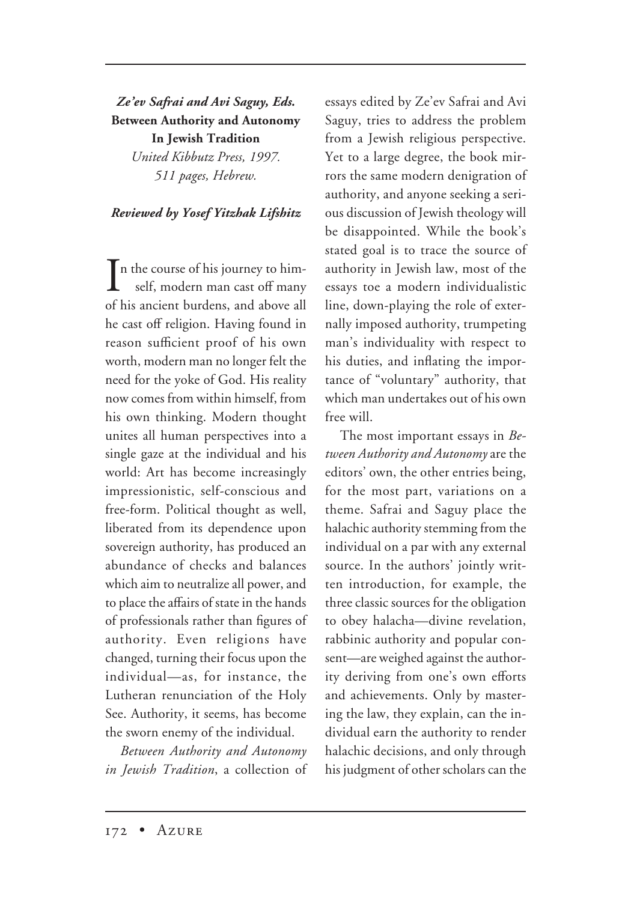***Ze'ev Safrai and Avi Saguy, Eds.***
**Between Authority and Autonomy In Jewish Tradition**
*United Kibbutz Press, 1997.*
*511 pages, Hebrew.*

***Reviewed by Yosef Yitzhak Lifshitz***

In the course of his journey to himself, modern man cast off many of his ancient burdens, and above all he cast off religion. Having found in reason sufficient proof of his own worth, modern man no longer felt the need for the yoke of God. His reality now comes from within himself, from his own thinking. Modern thought unites all human perspectives into a single gaze at the individual and his world: Art has become increasingly impressionistic, self-conscious and free-form. Political thought as well, liberated from its dependence upon sovereign authority, has produced an abundance of checks and balances which aim to neutralize all power, and to place the affairs of state in the hands of professionals rather than figures of authority. Even religions have changed, turning their focus upon the individual—as, for instance, the Lutheran renunciation of the Holy See. Authority, it seems, has become the sworn enemy of the individual.

*Between Authority and Autonomy in Jewish Tradition*, a collection of essays edited by Ze'ev Safrai and Avi Saguy, tries to address the problem from a Jewish religious perspective. Yet to a large degree, the book mirrors the same modern denigration of authority, and anyone seeking a serious discussion of Jewish theology will be disappointed. While the book's stated goal is to trace the source of authority in Jewish law, most of the essays toe a modern individualistic line, down-playing the role of externally imposed authority, trumpeting man's individuality with respect to his duties, and inflating the importance of "voluntary" authority, that which man undertakes out of his own free will.

The most important essays in *Between Authority and Autonomy* are the editors' own, the other entries being, for the most part, variations on a theme. Safrai and Saguy place the halachic authority stemming from the individual on a par with any external source. In the authors' jointly written introduction, for example, the three classic sources for the obligation to obey halacha—divine revelation, rabbinic authority and popular consent—are weighed against the authority deriving from one's own efforts and achievements. Only by mastering the law, they explain, can the individual earn the authority to render halachic decisions, and only through his judgment of other scholars can the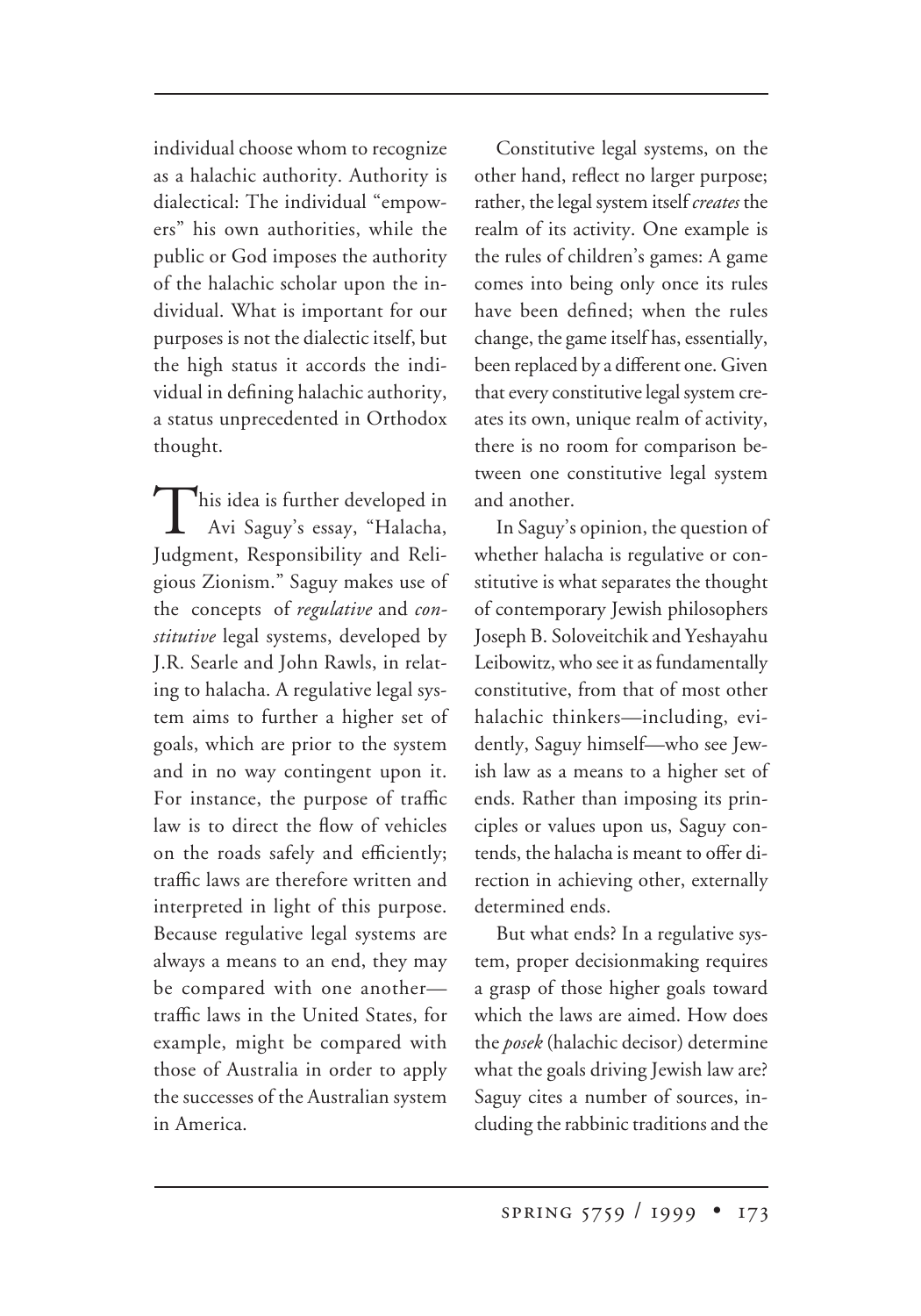individual choose whom to recognize as a halachic authority. Authority is dialectical: The individual "empowers" his own authorities, while the public or God imposes the authority of the halachic scholar upon the individual. What is important for our purposes is not the dialectic itself, but the high status it accords the individual in defining halachic authority, a status unprecedented in Orthodox thought.

This idea is further developed in Avi Saguy's essay, "Halacha, Judgment, Responsibility and Religious Zionism." Saguy makes use of the concepts of *regulative* and *constitutive* legal systems, developed by J.R. Searle and John Rawls, in relating to halacha. A regulative legal system aims to further a higher set of goals, which are prior to the system and in no way contingent upon it. For instance, the purpose of traffic law is to direct the flow of vehicles on the roads safely and efficiently; traffic laws are therefore written and interpreted in light of this purpose. Because regulative legal systems are always a means to an end, they may be compared with one another—traffic laws in the United States, for example, might be compared with those of Australia in order to apply the successes of the Australian system in America.

Constitutive legal systems, on the other hand, reflect no larger purpose; rather, the legal system itself *creates* the realm of its activity. One example is the rules of children's games: A game comes into being only once its rules have been defined; when the rules change, the game itself has, essentially, been replaced by a different one. Given that every constitutive legal system creates its own, unique realm of activity, there is no room for comparison between one constitutive legal system and another.

In Saguy's opinion, the question of whether halacha is regulative or constitutive is what separates the thought of contemporary Jewish philosophers Joseph B. Soloveitchik and Yeshayahu Leibowitz, who see it as fundamentally constitutive, from that of most other halachic thinkers—including, evidently, Saguy himself—who see Jewish law as a means to a higher set of ends. Rather than imposing its principles or values upon us, Saguy contends, the halacha is meant to offer direction in achieving other, externally determined ends.

But what ends? In a regulative system, proper decisionmaking requires a grasp of those higher goals toward which the laws are aimed. How does the *posek* (halachic decisor) determine what the goals driving Jewish law are? Saguy cites a number of sources, including the rabbinic traditions and the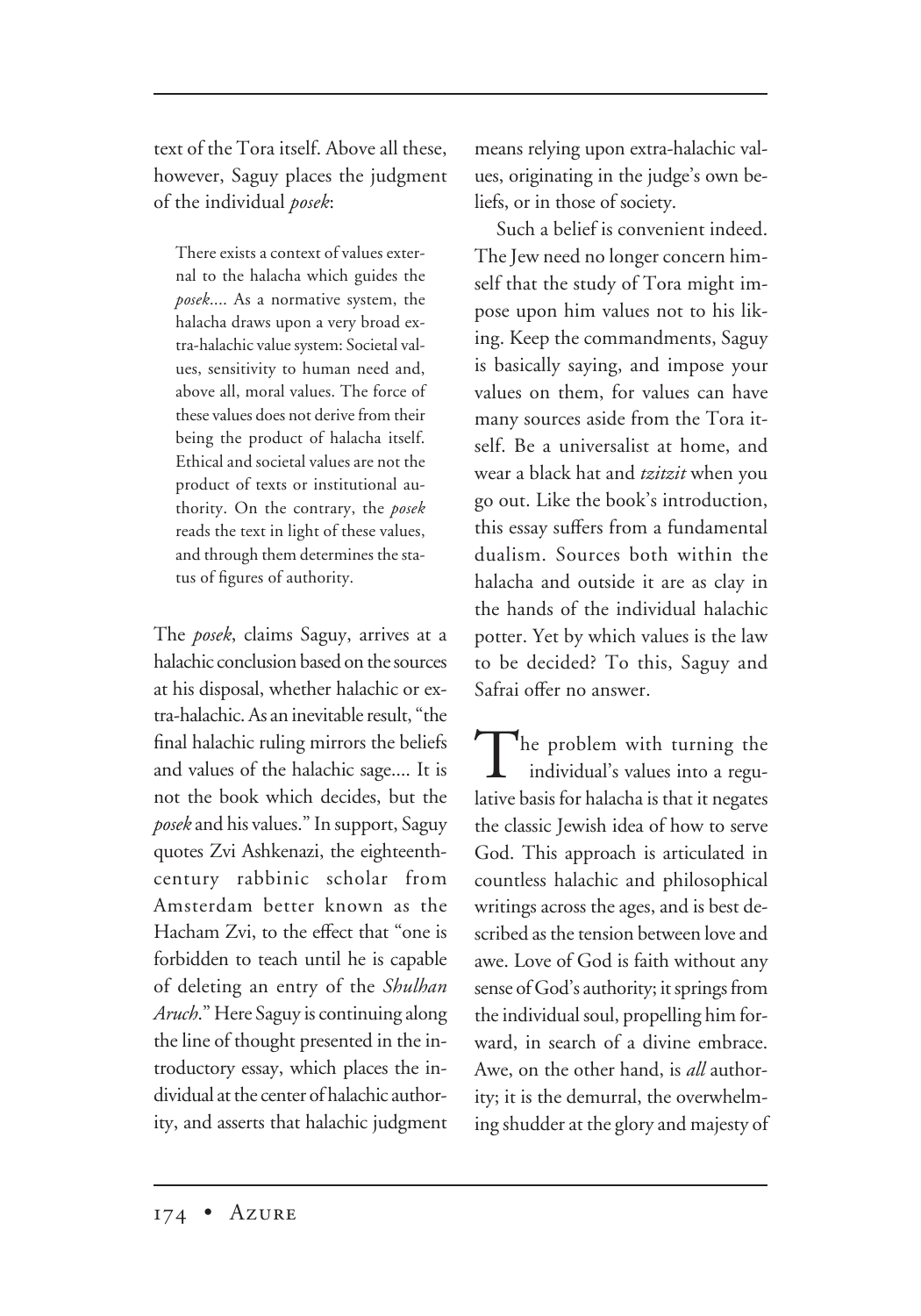text of the Tora itself. Above all these, however, Saguy places the judgment of the individual *posek*:

> There exists a context of values external to the halacha which guides the *posek*.... As a normative system, the halacha draws upon a very broad extra-halachic value system: Societal values, sensitivity to human need and, above all, moral values. The force of these values does not derive from their being the product of halacha itself. Ethical and societal values are not the product of texts or institutional authority. On the contrary, the *posek* reads the text in light of these values, and through them determines the status of figures of authority.

The *posek*, claims Saguy, arrives at a halachic conclusion based on the sources at his disposal, whether halachic or extra-halachic. As an inevitable result, "the final halachic ruling mirrors the beliefs and values of the halachic sage.... It is not the book which decides, but the *posek* and his values." In support, Saguy quotes Zvi Ashkenazi, the eighteenth-century rabbinic scholar from Amsterdam better known as the Hacham Zvi, to the effect that "one is forbidden to teach until he is capable of deleting an entry of the *Shulhan Aruch*." Here Saguy is continuing along the line of thought presented in the introductory essay, which places the individual at the center of halachic authority, and asserts that halachic judgment means relying upon extra-halachic values, originating in the judge's own beliefs, or in those of society.

Such a belief is convenient indeed. The Jew need no longer concern himself that the study of Tora might impose upon him values not to his liking. Keep the commandments, Saguy is basically saying, and impose your values on them, for values can have many sources aside from the Tora itself. Be a universalist at home, and wear a black hat and *tzitzit* when you go out. Like the book's introduction, this essay suffers from a fundamental dualism. Sources both within the halacha and outside it are as clay in the hands of the individual halachic potter. Yet by which values is the law to be decided? To this, Saguy and Safrai offer no answer.

The problem with turning the individual's values into a regulative basis for halacha is that it negates the classic Jewish idea of how to serve God. This approach is articulated in countless halachic and philosophical writings across the ages, and is best described as the tension between love and awe. Love of God is faith without any sense of God's authority; it springs from the individual soul, propelling him forward, in search of a divine embrace. Awe, on the other hand, is *all* authority; it is the demurral, the overwhelming shudder at the glory and majesty of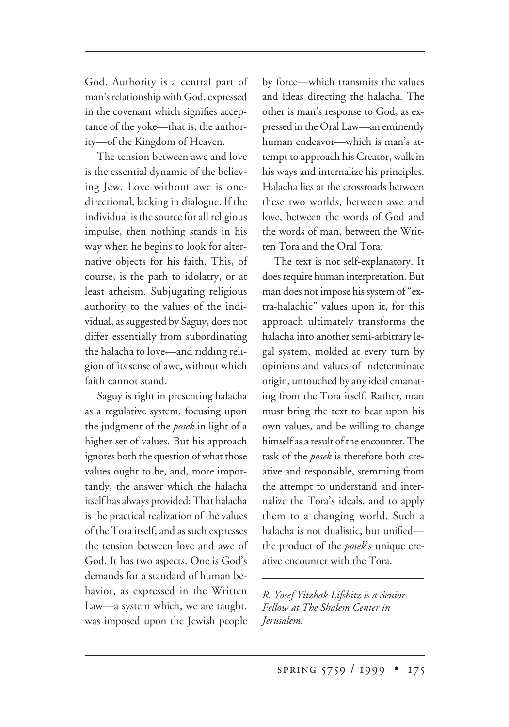God. Authority is a central part of man's relationship with God, expressed in the covenant which signifies acceptance of the yoke—that is, the authority—of the Kingdom of Heaven.

The tension between awe and love is the essential dynamic of the believing Jew. Love without awe is one-directional, lacking in dialogue. If the individual is the source for all religious impulse, then nothing stands in his way when he begins to look for alternative objects for his faith. This, of course, is the path to idolatry, or at least atheism. Subjugating religious authority to the values of the individual, as suggested by Saguy, does not differ essentially from subordinating the halacha to love—and ridding religion of its sense of awe, without which faith cannot stand.

Saguy is right in presenting halacha as a regulative system, focusing upon the judgment of the *posek* in light of a higher set of values. But his approach ignores both the question of what those values ought to be, and, more importantly, the answer which the halacha itself has always provided: That halacha is the practical realization of the values of the Tora itself, and as such expresses the tension between love and awe of God. It has two aspects. One is God's demands for a standard of human behavior, as expressed in the Written Law—a system which, we are taught, was imposed upon the Jewish people by force—which transmits the values and ideas directing the halacha. The other is man's response to God, as expressed in the Oral Law—an eminently human endeavor—which is man's attempt to approach his Creator, walk in his ways and internalize his principles. Halacha lies at the crossroads between these two worlds, between awe and love, between the words of God and the words of man, between the Written Tora and the Oral Tora.

The text is not self-explanatory. It does require human interpretation. But man does not impose his system of "extra-halachic" values upon it, for this approach ultimately transforms the halacha into another semi-arbitrary legal system, molded at every turn by opinions and values of indeterminate origin, untouched by any ideal emanating from the Tora itself. Rather, man must bring the text to bear upon his own values, and be willing to change himself as a result of the encounter. The task of the *posek* is therefore both creative and responsible, stemming from the attempt to understand and internalize the Tora's ideals, and to apply them to a changing world. Such a halacha is not dualistic, but unified—the product of the *posek*'s unique creative encounter with the Tora.

---

*R. Yosef Yitzhak Lifshitz is a Senior Fellow at The Shalem Center in Jerusalem.*